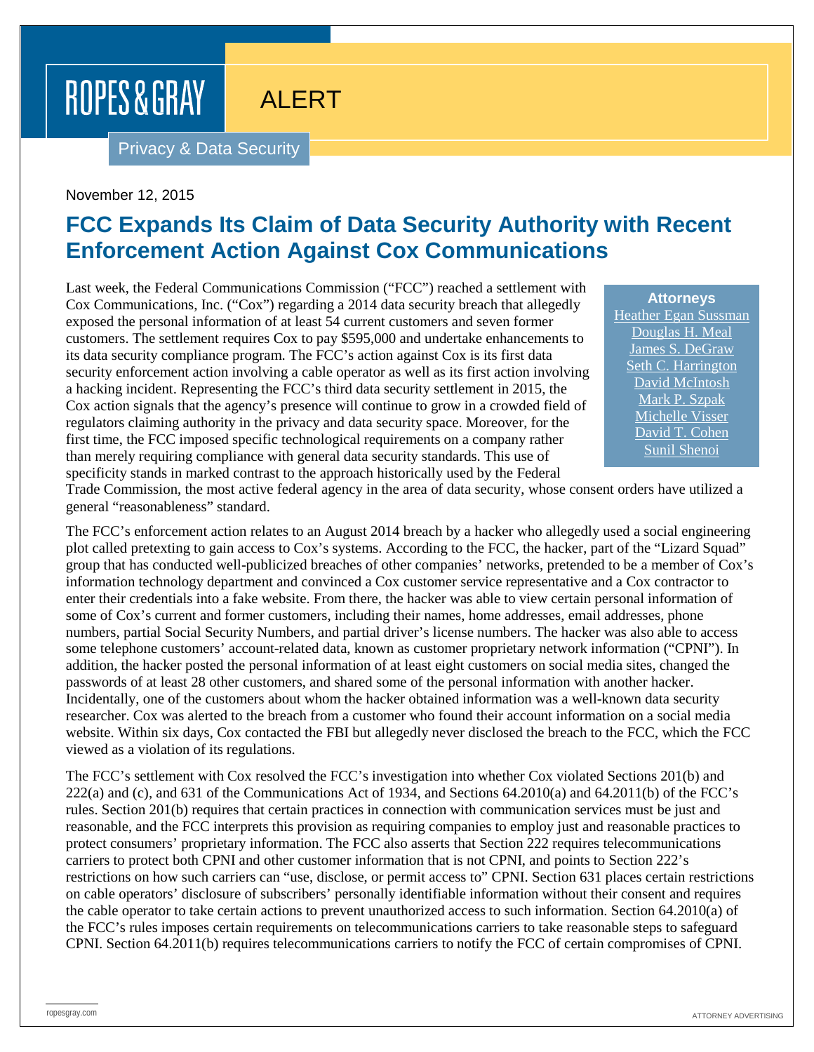ROPES & GRAY

ALERT

Privacy & Data Security

November 12, 2015

# FCC Expands Its Claim of Data Security Authority with Recent Enforcement Action Against Cox Communications

**Attorneys**
Heather Egan Sussman
Douglas H. Meal
James S. DeGraw
Seth C. Harrington
David McIntosh
Mark P. Szpak
Michelle Visser
David T. Cohen
Sunil Shenoi

Last week, the Federal Communications Commission ("FCC") reached a settlement with Cox Communications, Inc. ("Cox") regarding a 2014 data security breach that allegedly exposed the personal information of at least 54 current customers and seven former customers. The settlement requires Cox to pay $595,000 and undertake enhancements to its data security compliance program. The FCC's action against Cox is its first data security enforcement action involving a cable operator as well as its first action involving a hacking incident. Representing the FCC's third data security settlement in 2015, the Cox action signals that the agency's presence will continue to grow in a crowded field of regulators claiming authority in the privacy and data security space. Moreover, for the first time, the FCC imposed specific technological requirements on a company rather than merely requiring compliance with general data security standards. This use of specificity stands in marked contrast to the approach historically used by the Federal Trade Commission, the most active federal agency in the area of data security, whose consent orders have utilized a general "reasonableness" standard.

The FCC's enforcement action relates to an August 2014 breach by a hacker who allegedly used a social engineering plot called pretexting to gain access to Cox's systems. According to the FCC, the hacker, part of the "Lizard Squad" group that has conducted well-publicized breaches of other companies' networks, pretended to be a member of Cox's information technology department and convinced a Cox customer service representative and a Cox contractor to enter their credentials into a fake website. From there, the hacker was able to view certain personal information of some of Cox's current and former customers, including their names, home addresses, email addresses, phone numbers, partial Social Security Numbers, and partial driver's license numbers. The hacker was also able to access some telephone customers' account-related data, known as customer proprietary network information ("CPNI"). In addition, the hacker posted the personal information of at least eight customers on social media sites, changed the passwords of at least 28 other customers, and shared some of the personal information with another hacker. Incidentally, one of the customers about whom the hacker obtained information was a well-known data security researcher. Cox was alerted to the breach from a customer who found their account information on a social media website. Within six days, Cox contacted the FBI but allegedly never disclosed the breach to the FCC, which the FCC viewed as a violation of its regulations.

The FCC's settlement with Cox resolved the FCC's investigation into whether Cox violated Sections 201(b) and 222(a) and (c), and 631 of the Communications Act of 1934, and Sections 64.2010(a) and 64.2011(b) of the FCC's rules. Section 201(b) requires that certain practices in connection with communication services must be just and reasonable, and the FCC interprets this provision as requiring companies to employ just and reasonable practices to protect consumers' proprietary information. The FCC also asserts that Section 222 requires telecommunications carriers to protect both CPNI and other customer information that is not CPNI, and points to Section 222's restrictions on how such carriers can "use, disclose, or permit access to" CPNI. Section 631 places certain restrictions on cable operators' disclosure of subscribers' personally identifiable information without their consent and requires the cable operator to take certain actions to prevent unauthorized access to such information. Section 64.2010(a) of the FCC's rules imposes certain requirements on telecommunications carriers to take reasonable steps to safeguard CPNI. Section 64.2011(b) requires telecommunications carriers to notify the FCC of certain compromises of CPNI.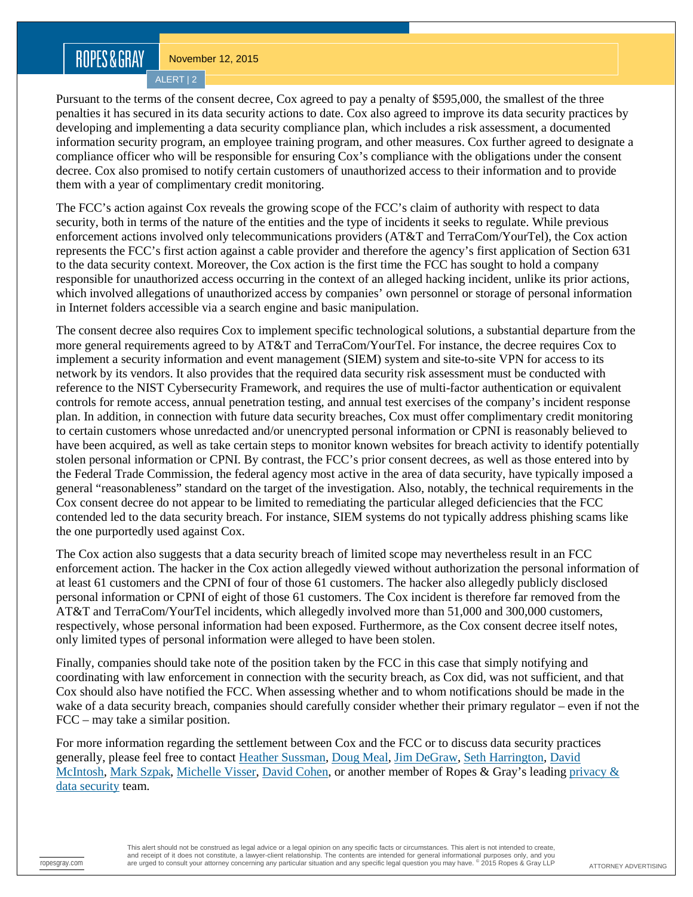Pursuant to the terms of the consent decree, Cox agreed to pay a penalty of $595,000, the smallest of the three penalties it has secured in its data security actions to date. Cox also agreed to improve its data security practices by developing and implementing a data security compliance plan, which includes a risk assessment, a documented information security program, an employee training program, and other measures. Cox further agreed to designate a compliance officer who will be responsible for ensuring Cox's compliance with the obligations under the consent decree. Cox also promised to notify certain customers of unauthorized access to their information and to provide them with a year of complimentary credit monitoring.

The FCC's action against Cox reveals the growing scope of the FCC's claim of authority with respect to data security, both in terms of the nature of the entities and the type of incidents it seeks to regulate. While previous enforcement actions involved only telecommunications providers (AT&T and TerraCom/YourTel), the Cox action represents the FCC's first action against a cable provider and therefore the agency's first application of Section 631 to the data security context. Moreover, the Cox action is the first time the FCC has sought to hold a company responsible for unauthorized access occurring in the context of an alleged hacking incident, unlike its prior actions, which involved allegations of unauthorized access by companies' own personnel or storage of personal information in Internet folders accessible via a search engine and basic manipulation.

The consent decree also requires Cox to implement specific technological solutions, a substantial departure from the more general requirements agreed to by AT&T and TerraCom/YourTel. For instance, the decree requires Cox to implement a security information and event management (SIEM) system and site-to-site VPN for access to its network by its vendors. It also provides that the required data security risk assessment must be conducted with reference to the NIST Cybersecurity Framework, and requires the use of multi-factor authentication or equivalent controls for remote access, annual penetration testing, and annual test exercises of the company's incident response plan. In addition, in connection with future data security breaches, Cox must offer complimentary credit monitoring to certain customers whose unredacted and/or unencrypted personal information or CPNI is reasonably believed to have been acquired, as well as take certain steps to monitor known websites for breach activity to identify potentially stolen personal information or CPNI. By contrast, the FCC's prior consent decrees, as well as those entered into by the Federal Trade Commission, the federal agency most active in the area of data security, have typically imposed a general "reasonableness" standard on the target of the investigation. Also, notably, the technical requirements in the Cox consent decree do not appear to be limited to remediating the particular alleged deficiencies that the FCC contended led to the data security breach. For instance, SIEM systems do not typically address phishing scams like the one purportedly used against Cox.

The Cox action also suggests that a data security breach of limited scope may nevertheless result in an FCC enforcement action. The hacker in the Cox action allegedly viewed without authorization the personal information of at least 61 customers and the CPNI of four of those 61 customers. The hacker also allegedly publicly disclosed personal information or CPNI of eight of those 61 customers. The Cox incident is therefore far removed from the AT&T and TerraCom/YourTel incidents, which allegedly involved more than 51,000 and 300,000 customers, respectively, whose personal information had been exposed. Furthermore, as the Cox consent decree itself notes, only limited types of personal information were alleged to have been stolen.

Finally, companies should take note of the position taken by the FCC in this case that simply notifying and coordinating with law enforcement in connection with the security breach, as Cox did, was not sufficient, and that Cox should also have notified the FCC. When assessing whether and to whom notifications should be made in the wake of a data security breach, companies should carefully consider whether their primary regulator – even if not the FCC – may take a similar position.

For more information regarding the settlement between Cox and the FCC or to discuss data security practices generally, please feel free to contact Heather Sussman, Doug Meal, Jim DeGraw, Seth Harrington, David McIntosh, Mark Szpak, Michelle Visser, David Cohen, or another member of Ropes & Gray's leading privacy & data security team.

This alert should not be construed as legal advice or a legal opinion on any specific facts or circumstances. This alert is not intended to create, and receipt of it does not constitute, a lawyer-client relationship. The contents are intended for general informational purposes only, and you are urged to consult your attorney concerning any particular situation and any specific legal question you may have. © 2015 Ropes & Gray LLP

ATTORNEY ADVERTISING